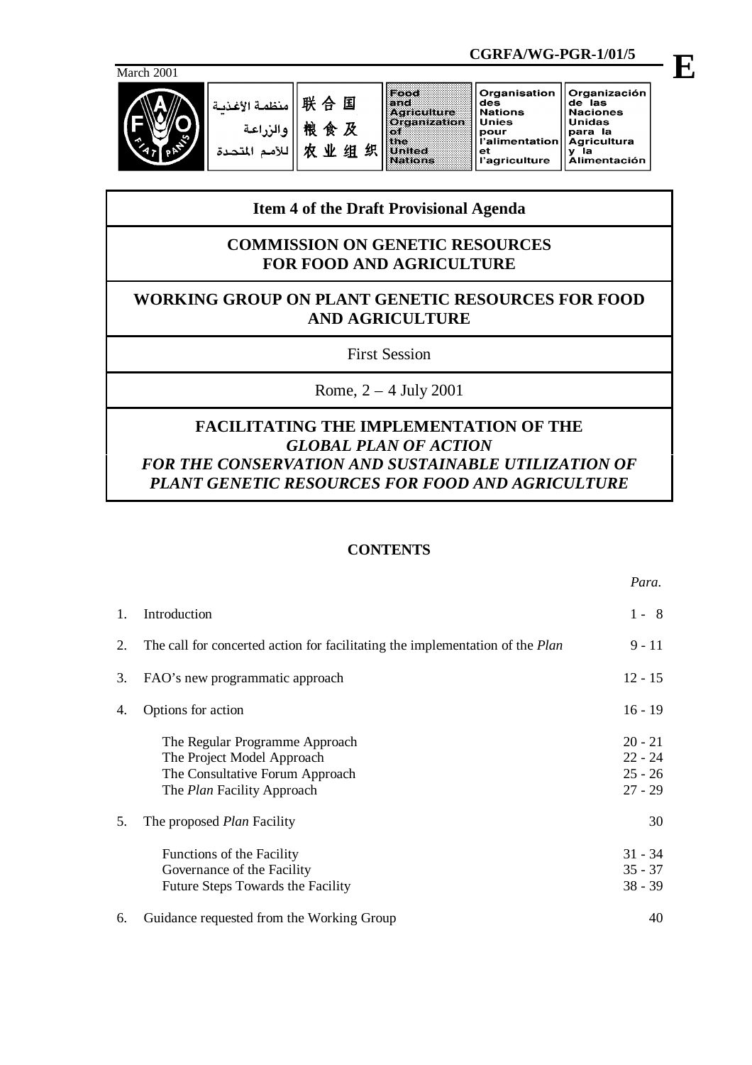**CGRFA/WG-PGR-1/01/5**

**E**

March 2001

منظمة الأغذية والزراعة للأمم المتحدة | 联合国粮食及农业组织 | Food and Agriculture Organization of the United Nations | Organisation des Nations Unies pour l'alimentation et l'agriculture | Organización de las Naciones Unidas para la Agricultura y la Alimentación

## Item 4 of the Draft Provisional Agenda

## COMMISSION ON GENETIC RESOURCES FOR FOOD AND AGRICULTURE

## WORKING GROUP ON PLANT GENETIC RESOURCES FOR FOOD AND AGRICULTURE

First Session

Rome, 2 – 4 July 2001

# FACILITATING THE IMPLEMENTATION OF THE *GLOBAL PLAN OF ACTION FOR THE CONSERVATION AND SUSTAINABLE UTILIZATION OF PLANT GENETIC RESOURCES FOR FOOD AND AGRICULTURE*

## CONTENTS

| | | *Para.* |
|---|---|---|
| 1. | Introduction | 1 - 8 |
| 2. | The call for concerted action for facilitating the implementation of the *Plan* | 9 - 11 |
| 3. | FAO's new programmatic approach | 12 - 15 |
| 4. | Options for action | 16 - 19 |
| | The Regular Programme Approach | 20 - 21 |
| | The Project Model Approach | 22 - 24 |
| | The Consultative Forum Approach | 25 - 26 |
| | The *Plan* Facility Approach | 27 - 29 |
| 5. | The proposed *Plan* Facility | 30 |
| | Functions of the Facility | 31 - 34 |
| | Governance of the Facility | 35 - 37 |
| | Future Steps Towards the Facility | 38 - 39 |
| 6. | Guidance requested from the Working Group | 40 |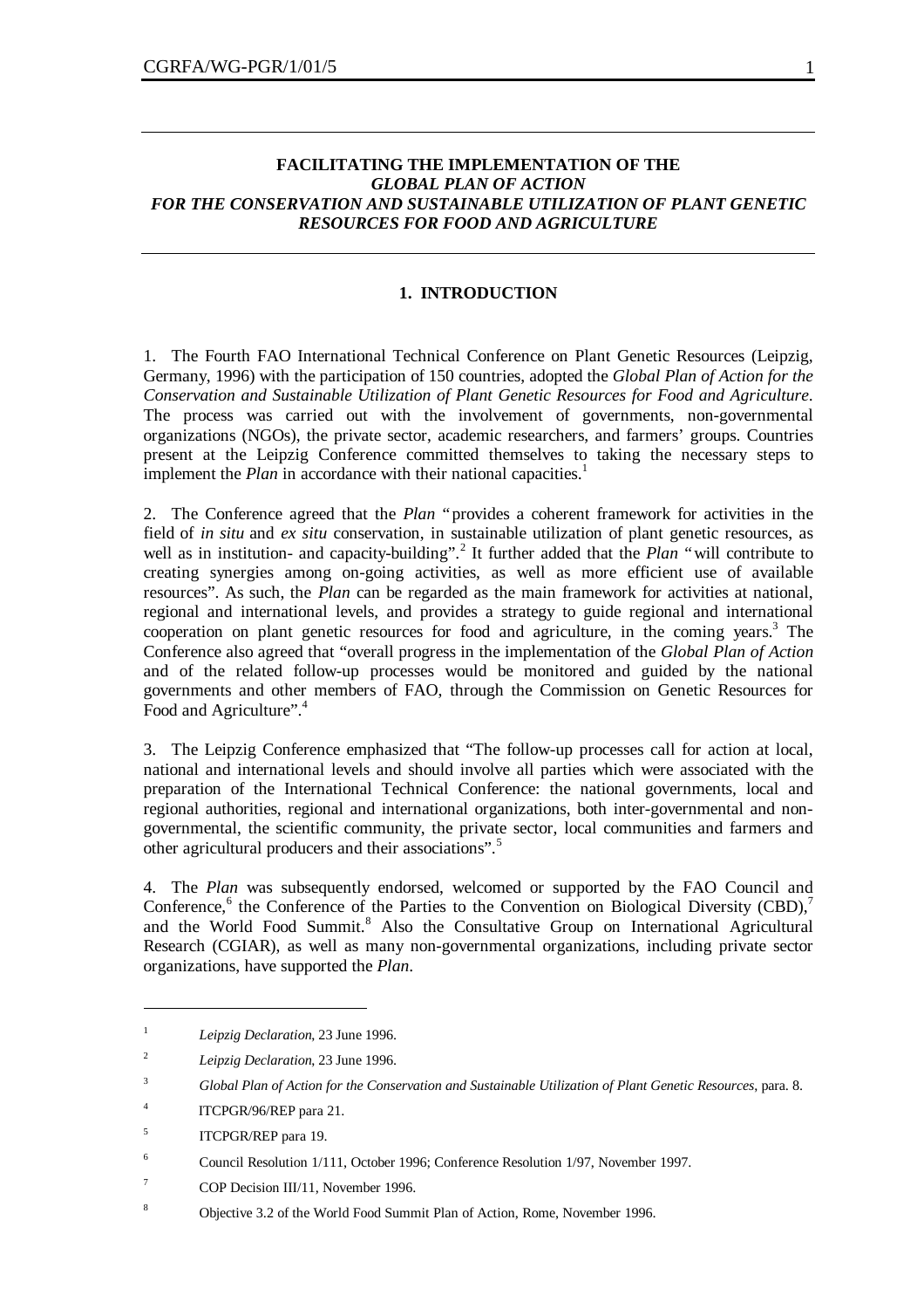# FACILITATING THE IMPLEMENTATION OF THE *GLOBAL PLAN OF ACTION FOR THE CONSERVATION AND SUSTAINABLE UTILIZATION OF PLANT GENETIC RESOURCES FOR FOOD AND AGRICULTURE*

## 1. INTRODUCTION

1. The Fourth FAO International Technical Conference on Plant Genetic Resources (Leipzig, Germany, 1996) with the participation of 150 countries, adopted the *Global Plan of Action for the Conservation and Sustainable Utilization of Plant Genetic Resources for Food and Agriculture*. The process was carried out with the involvement of governments, non-governmental organizations (NGOs), the private sector, academic researchers, and farmers' groups. Countries present at the Leipzig Conference committed themselves to taking the necessary steps to implement the *Plan* in accordance with their national capacities.[1]

2. The Conference agreed that the *Plan* "provides a coherent framework for activities in the field of *in situ* and *ex situ* conservation, in sustainable utilization of plant genetic resources, as well as in institution- and capacity-building".[2] It further added that the *Plan* "will contribute to creating synergies among on-going activities, as well as more efficient use of available resources". As such, the *Plan* can be regarded as the main framework for activities at national, regional and international levels, and provides a strategy to guide regional and international cooperation on plant genetic resources for food and agriculture, in the coming years.[3] The Conference also agreed that "overall progress in the implementation of the *Global Plan of Action* and of the related follow-up processes would be monitored and guided by the national governments and other members of FAO, through the Commission on Genetic Resources for Food and Agriculture".[4]

3. The Leipzig Conference emphasized that "The follow-up processes call for action at local, national and international levels and should involve all parties which were associated with the preparation of the International Technical Conference: the national governments, local and regional authorities, regional and international organizations, both inter-governmental and non-governmental, the scientific community, the private sector, local communities and farmers and other agricultural producers and their associations".[5]

4. The *Plan* was subsequently endorsed, welcomed or supported by the FAO Council and Conference,[6] the Conference of the Parties to the Convention on Biological Diversity (CBD),[7] and the World Food Summit.[8] Also the Consultative Group on International Agricultural Research (CGIAR), as well as many non-governmental organizations, including private sector organizations, have supported the *Plan*.

---

[1] *Leipzig Declaration*, 23 June 1996.

[2] *Leipzig Declaration*, 23 June 1996.

[3] *Global Plan of Action for the Conservation and Sustainable Utilization of Plant Genetic Resources*, para. 8.

[4] ITCPGR/96/REP para 21.

[5] ITCPGR/REP para 19.

[6] Council Resolution 1/111, October 1996; Conference Resolution 1/97, November 1997.

[7] COP Decision III/11, November 1996.

[8] Objective 3.2 of the World Food Summit Plan of Action, Rome, November 1996.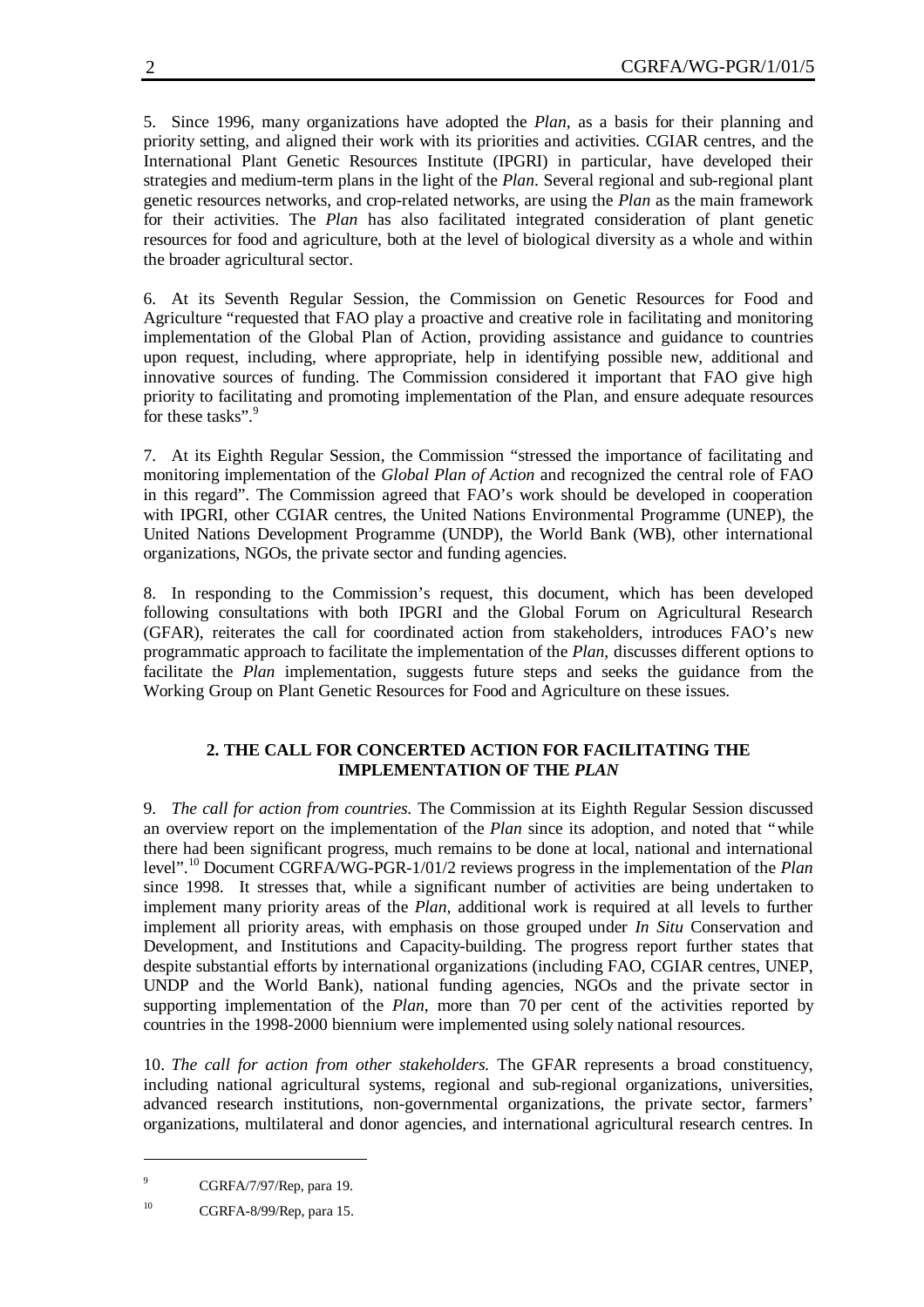5. Since 1996, many organizations have adopted the *Plan*, as a basis for their planning and priority setting, and aligned their work with its priorities and activities. CGIAR centres, and the International Plant Genetic Resources Institute (IPGRI) in particular, have developed their strategies and medium-term plans in the light of the *Plan*. Several regional and sub-regional plant genetic resources networks, and crop-related networks, are using the *Plan* as the main framework for their activities. The *Plan* has also facilitated integrated consideration of plant genetic resources for food and agriculture, both at the level of biological diversity as a whole and within the broader agricultural sector.

6. At its Seventh Regular Session, the Commission on Genetic Resources for Food and Agriculture "requested that FAO play a proactive and creative role in facilitating and monitoring implementation of the Global Plan of Action, providing assistance and guidance to countries upon request, including, where appropriate, help in identifying possible new, additional and innovative sources of funding. The Commission considered it important that FAO give high priority to facilitating and promoting implementation of the Plan, and ensure adequate resources for these tasks".[9]

7. At its Eighth Regular Session, the Commission "stressed the importance of facilitating and monitoring implementation of the *Global Plan of Action* and recognized the central role of FAO in this regard". The Commission agreed that FAO's work should be developed in cooperation with IPGRI, other CGIAR centres, the United Nations Environmental Programme (UNEP), the United Nations Development Programme (UNDP), the World Bank (WB), other international organizations, NGOs, the private sector and funding agencies.

8. In responding to the Commission's request, this document, which has been developed following consultations with both IPGRI and the Global Forum on Agricultural Research (GFAR), reiterates the call for coordinated action from stakeholders, introduces FAO's new programmatic approach to facilitate the implementation of the *Plan,* discusses different options to facilitate the *Plan* implementation, suggests future steps and seeks the guidance from the Working Group on Plant Genetic Resources for Food and Agriculture on these issues.

## 2. THE CALL FOR CONCERTED ACTION FOR FACILITATING THE IMPLEMENTATION OF THE *PLAN*

9. *The call for action from countries.* The Commission at its Eighth Regular Session discussed an overview report on the implementation of the *Plan* since its adoption, and noted that "while there had been significant progress, much remains to be done at local, national and international level".[10] Document CGRFA/WG-PGR-1/01/2 reviews progress in the implementation of the *Plan* since 1998. It stresses that, while a significant number of activities are being undertaken to implement many priority areas of the *Plan,* additional work is required at all levels to further implement all priority areas, with emphasis on those grouped under *In Situ* Conservation and Development, and Institutions and Capacity-building. The progress report further states that despite substantial efforts by international organizations (including FAO, CGIAR centres, UNEP, UNDP and the World Bank), national funding agencies, NGOs and the private sector in supporting implementation of the *Plan*, more than 70 per cent of the activities reported by countries in the 1998-2000 biennium were implemented using solely national resources.

10. *The call for action from other stakeholders.* The GFAR represents a broad constituency, including national agricultural systems, regional and sub-regional organizations, universities, advanced research institutions, non-governmental organizations, the private sector, farmers' organizations, multilateral and donor agencies, and international agricultural research centres. In

---

[9] CGRFA/7/97/Rep, para 19.

[10] CGRFA-8/99/Rep, para 15.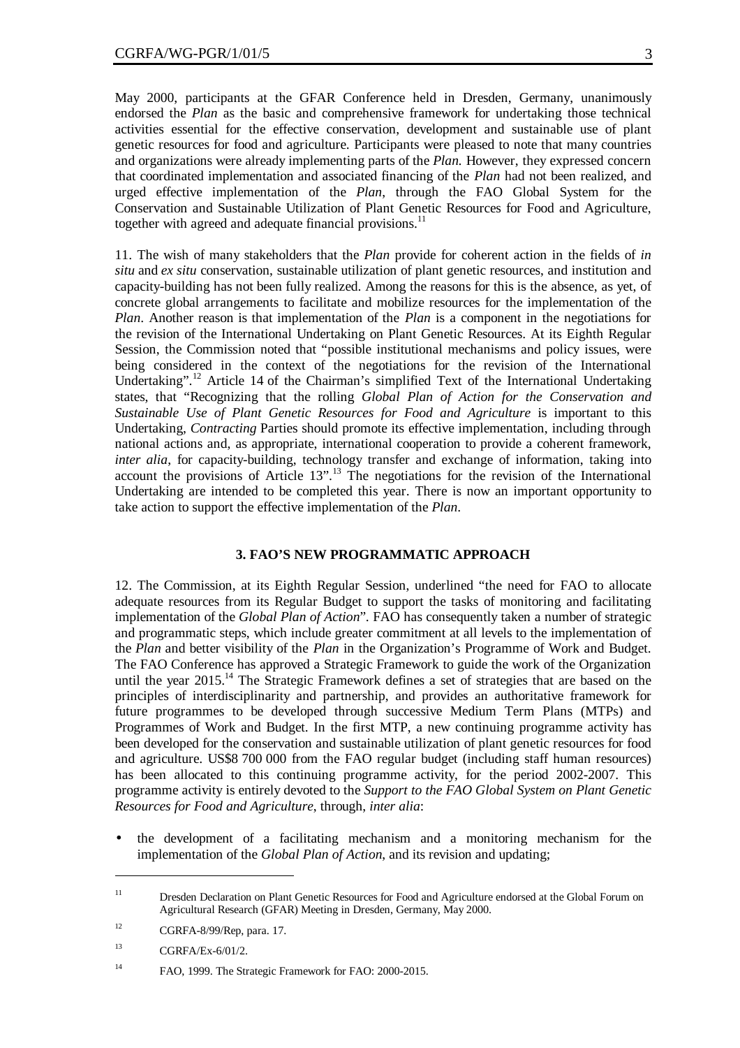May 2000, participants at the GFAR Conference held in Dresden, Germany, unanimously endorsed the *Plan* as the basic and comprehensive framework for undertaking those technical activities essential for the effective conservation, development and sustainable use of plant genetic resources for food and agriculture. Participants were pleased to note that many countries and organizations were already implementing parts of the *Plan.* However, they expressed concern that coordinated implementation and associated financing of the *Plan* had not been realized, and urged effective implementation of the *Plan*, through the FAO Global System for the Conservation and Sustainable Utilization of Plant Genetic Resources for Food and Agriculture, together with agreed and adequate financial provisions.[11]

11. The wish of many stakeholders that the *Plan* provide for coherent action in the fields of *in situ* and *ex situ* conservation, sustainable utilization of plant genetic resources, and institution and capacity-building has not been fully realized. Among the reasons for this is the absence, as yet, of concrete global arrangements to facilitate and mobilize resources for the implementation of the *Plan*. Another reason is that implementation of the *Plan* is a component in the negotiations for the revision of the International Undertaking on Plant Genetic Resources. At its Eighth Regular Session, the Commission noted that "possible institutional mechanisms and policy issues, were being considered in the context of the negotiations for the revision of the International Undertaking".[12] Article 14 of the Chairman's simplified Text of the International Undertaking states, that "Recognizing that the rolling *Global Plan of Action for the Conservation and Sustainable Use of Plant Genetic Resources for Food and Agriculture* is important to this Undertaking, *Contracting* Parties should promote its effective implementation, including through national actions and, as appropriate, international cooperation to provide a coherent framework, *inter alia*, for capacity-building, technology transfer and exchange of information, taking into account the provisions of Article 13".[13] The negotiations for the revision of the International Undertaking are intended to be completed this year. There is now an important opportunity to take action to support the effective implementation of the *Plan*.

## 3. FAO'S NEW PROGRAMMATIC APPROACH

12. The Commission, at its Eighth Regular Session, underlined "the need for FAO to allocate adequate resources from its Regular Budget to support the tasks of monitoring and facilitating implementation of the *Global Plan of Action*". FAO has consequently taken a number of strategic and programmatic steps, which include greater commitment at all levels to the implementation of the *Plan* and better visibility of the *Plan* in the Organization's Programme of Work and Budget. The FAO Conference has approved a Strategic Framework to guide the work of the Organization until the year 2015.[14] The Strategic Framework defines a set of strategies that are based on the principles of interdisciplinarity and partnership, and provides an authoritative framework for future programmes to be developed through successive Medium Term Plans (MTPs) and Programmes of Work and Budget. In the first MTP, a new continuing programme activity has been developed for the conservation and sustainable utilization of plant genetic resources for food and agriculture. US$8 700 000 from the FAO regular budget (including staff human resources) has been allocated to this continuing programme activity, for the period 2002-2007. This programme activity is entirely devoted to the *Support to the FAO Global System on Plant Genetic Resources for Food and Agriculture*, through, *inter alia*:

- the development of a facilitating mechanism and a monitoring mechanism for the implementation of the *Global Plan of Action*, and its revision and updating;

---

[11] Dresden Declaration on Plant Genetic Resources for Food and Agriculture endorsed at the Global Forum on Agricultural Research (GFAR) Meeting in Dresden, Germany, May 2000.

[12] CGRFA-8/99/Rep, para. 17.

[13] CGRFA/Ex-6/01/2.

[14] FAO, 1999. The Strategic Framework for FAO: 2000-2015.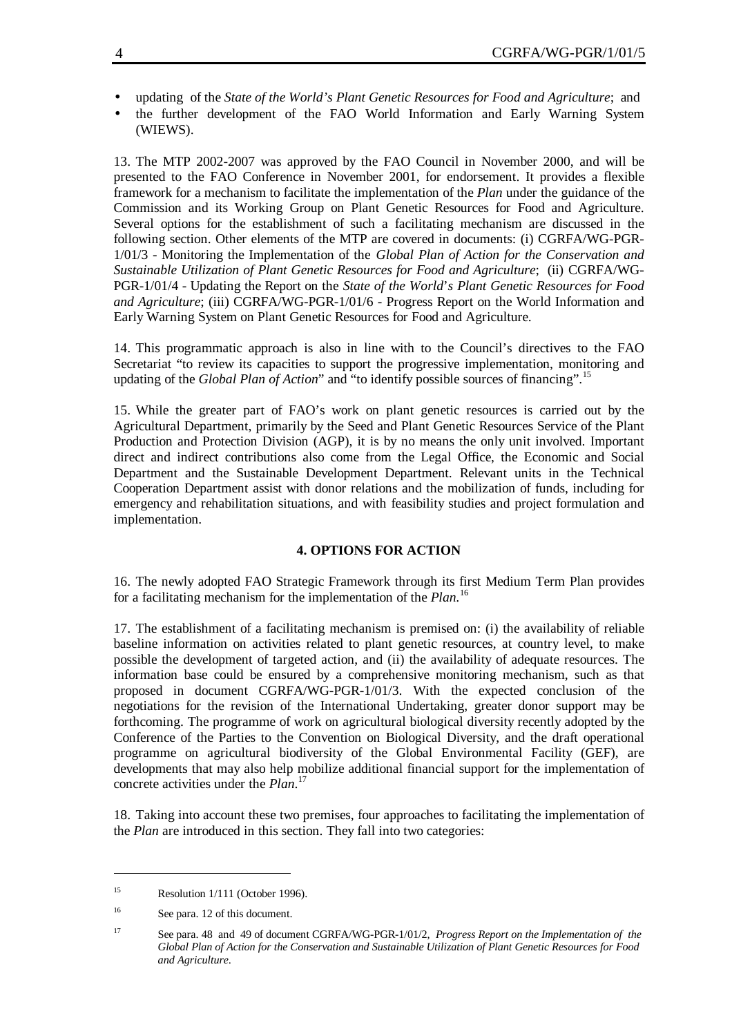- updating of the *State of the World's Plant Genetic Resources for Food and Agriculture*; and
- the further development of the FAO World Information and Early Warning System (WIEWS).

13. The MTP 2002-2007 was approved by the FAO Council in November 2000, and will be presented to the FAO Conference in November 2001, for endorsement. It provides a flexible framework for a mechanism to facilitate the implementation of the *Plan* under the guidance of the Commission and its Working Group on Plant Genetic Resources for Food and Agriculture. Several options for the establishment of such a facilitating mechanism are discussed in the following section. Other elements of the MTP are covered in documents: (i) CGRFA/WG-PGR-1/01/3 - Monitoring the Implementation of the *Global Plan of Action for the Conservation and Sustainable Utilization of Plant Genetic Resources for Food and Agriculture*; (ii) CGRFA/WG-PGR-1/01/4 - Updating the Report on the *State of the World's Plant Genetic Resources for Food and Agriculture*; (iii) CGRFA/WG-PGR-1/01/6 - Progress Report on the World Information and Early Warning System on Plant Genetic Resources for Food and Agriculture.

14. This programmatic approach is also in line with to the Council's directives to the FAO Secretariat "to review its capacities to support the progressive implementation, monitoring and updating of the *Global Plan of Action*" and "to identify possible sources of financing".[15]

15. While the greater part of FAO's work on plant genetic resources is carried out by the Agricultural Department, primarily by the Seed and Plant Genetic Resources Service of the Plant Production and Protection Division (AGP), it is by no means the only unit involved. Important direct and indirect contributions also come from the Legal Office, the Economic and Social Department and the Sustainable Development Department. Relevant units in the Technical Cooperation Department assist with donor relations and the mobilization of funds, including for emergency and rehabilitation situations, and with feasibility studies and project formulation and implementation.

## 4. OPTIONS FOR ACTION

16. The newly adopted FAO Strategic Framework through its first Medium Term Plan provides for a facilitating mechanism for the implementation of the *Plan*.[16]

17. The establishment of a facilitating mechanism is premised on: (i) the availability of reliable baseline information on activities related to plant genetic resources, at country level, to make possible the development of targeted action, and (ii) the availability of adequate resources. The information base could be ensured by a comprehensive monitoring mechanism, such as that proposed in document CGRFA/WG-PGR-1/01/3. With the expected conclusion of the negotiations for the revision of the International Undertaking, greater donor support may be forthcoming. The programme of work on agricultural biological diversity recently adopted by the Conference of the Parties to the Convention on Biological Diversity, and the draft operational programme on agricultural biodiversity of the Global Environmental Facility (GEF), are developments that may also help mobilize additional financial support for the implementation of concrete activities under the *Plan*.[17]

18. Taking into account these two premises, four approaches to facilitating the implementation of the *Plan* are introduced in this section. They fall into two categories:

---

[15] Resolution 1/111 (October 1996).

[16] See para. 12 of this document.

[17] See para. 48 and 49 of document CGRFA/WG-PGR-1/01/2, *Progress Report on the Implementation of the Global Plan of Action for the Conservation and Sustainable Utilization of Plant Genetic Resources for Food and Agriculture*.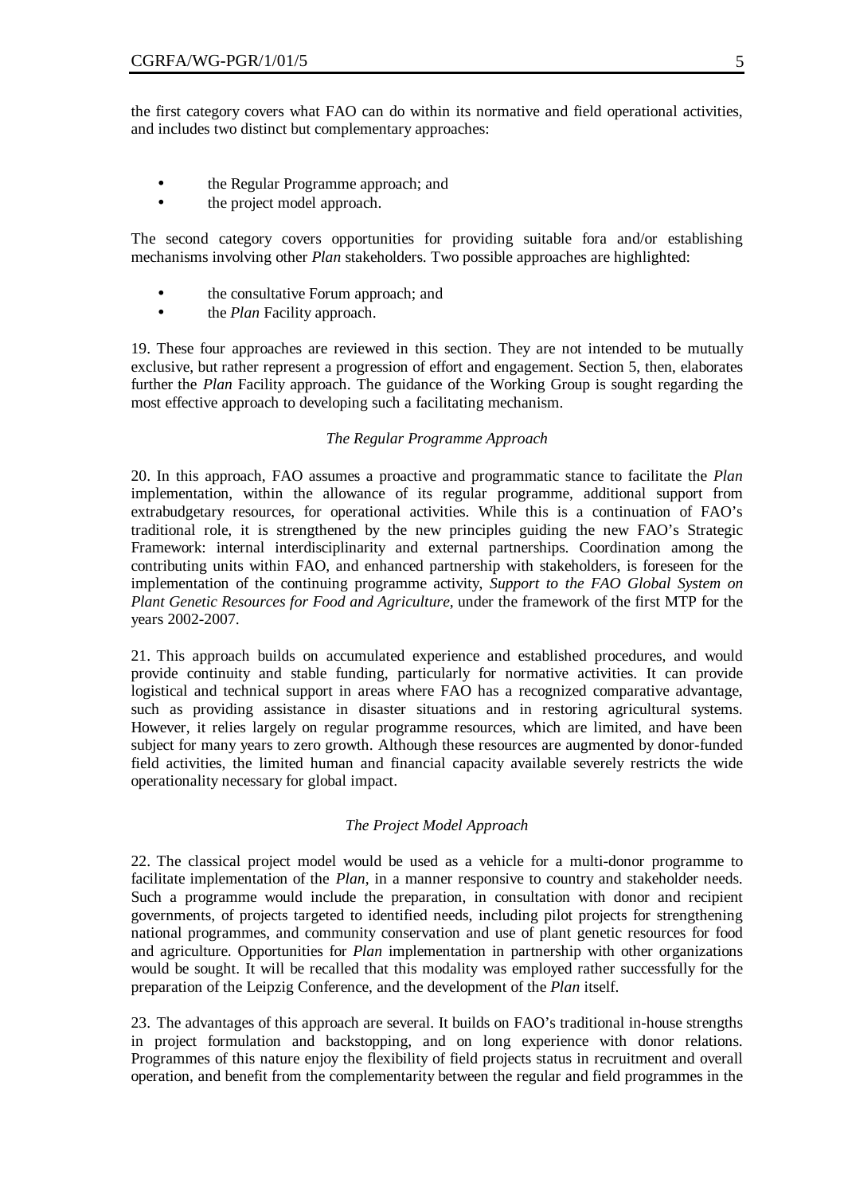the first category covers what FAO can do within its normative and field operational activities, and includes two distinct but complementary approaches:

- the Regular Programme approach; and
- the project model approach.

The second category covers opportunities for providing suitable fora and/or establishing mechanisms involving other *Plan* stakeholders. Two possible approaches are highlighted:

- the consultative Forum approach; and
- the *Plan* Facility approach.

19. These four approaches are reviewed in this section. They are not intended to be mutually exclusive, but rather represent a progression of effort and engagement. Section 5, then, elaborates further the *Plan* Facility approach. The guidance of the Working Group is sought regarding the most effective approach to developing such a facilitating mechanism.

*The Regular Programme Approach*

20. In this approach, FAO assumes a proactive and programmatic stance to facilitate the *Plan* implementation, within the allowance of its regular programme, additional support from extrabudgetary resources, for operational activities. While this is a continuation of FAO's traditional role, it is strengthened by the new principles guiding the new FAO's Strategic Framework: internal interdisciplinarity and external partnerships. Coordination among the contributing units within FAO, and enhanced partnership with stakeholders, is foreseen for the implementation of the continuing programme activity, *Support to the FAO Global System on Plant Genetic Resources for Food and Agriculture*, under the framework of the first MTP for the years 2002-2007.

21. This approach builds on accumulated experience and established procedures, and would provide continuity and stable funding, particularly for normative activities. It can provide logistical and technical support in areas where FAO has a recognized comparative advantage, such as providing assistance in disaster situations and in restoring agricultural systems. However, it relies largely on regular programme resources, which are limited, and have been subject for many years to zero growth. Although these resources are augmented by donor-funded field activities, the limited human and financial capacity available severely restricts the wide operationality necessary for global impact.

*The Project Model Approach*

22. The classical project model would be used as a vehicle for a multi-donor programme to facilitate implementation of the *Plan*, in a manner responsive to country and stakeholder needs. Such a programme would include the preparation, in consultation with donor and recipient governments, of projects targeted to identified needs, including pilot projects for strengthening national programmes, and community conservation and use of plant genetic resources for food and agriculture. Opportunities for *Plan* implementation in partnership with other organizations would be sought. It will be recalled that this modality was employed rather successfully for the preparation of the Leipzig Conference, and the development of the *Plan* itself.

23. The advantages of this approach are several. It builds on FAO's traditional in-house strengths in project formulation and backstopping, and on long experience with donor relations. Programmes of this nature enjoy the flexibility of field projects status in recruitment and overall operation, and benefit from the complementarity between the regular and field programmes in the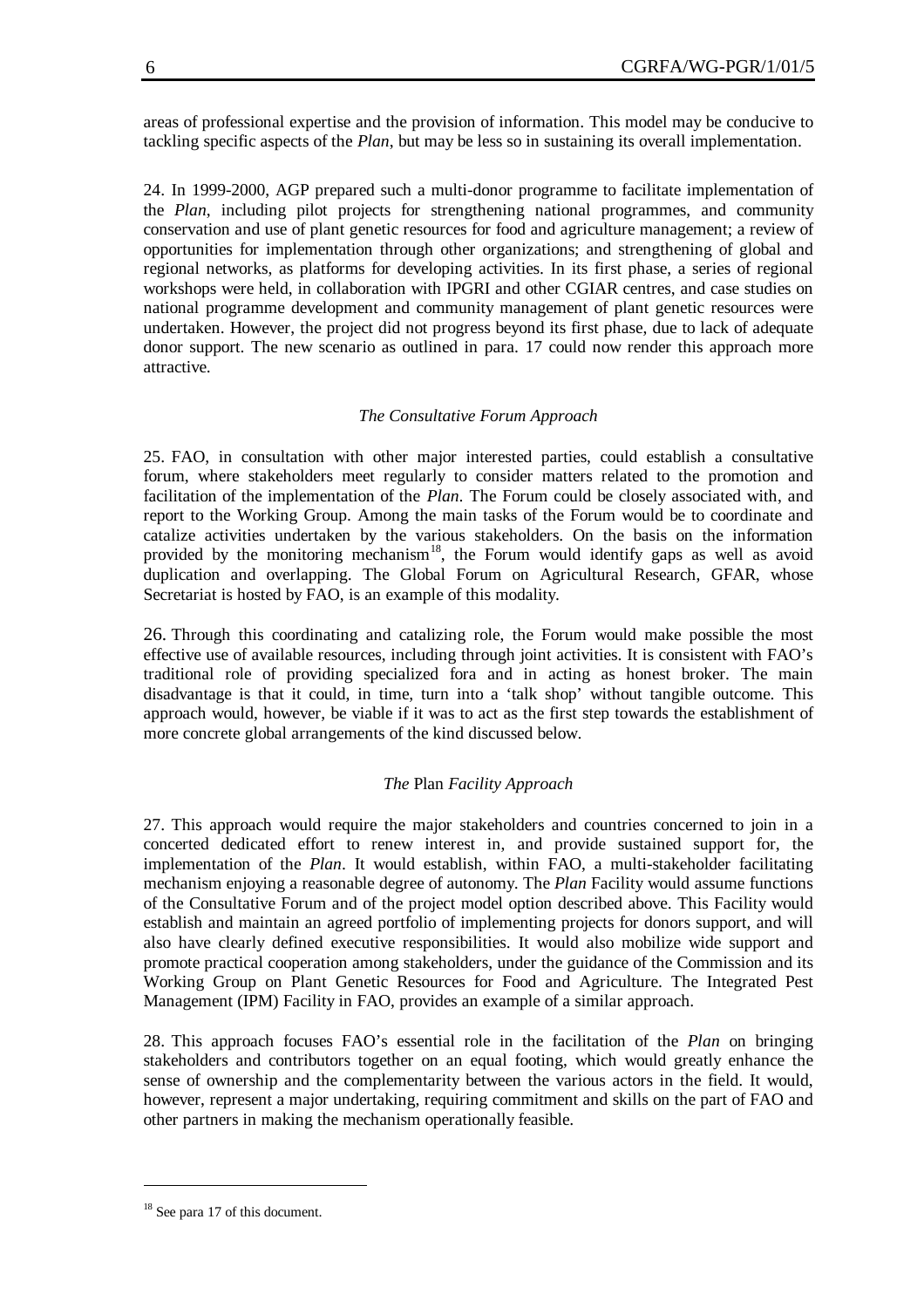areas of professional expertise and the provision of information. This model may be conducive to tackling specific aspects of the *Plan*, but may be less so in sustaining its overall implementation.

24. In 1999-2000, AGP prepared such a multi-donor programme to facilitate implementation of the *Plan*, including pilot projects for strengthening national programmes, and community conservation and use of plant genetic resources for food and agriculture management; a review of opportunities for implementation through other organizations; and strengthening of global and regional networks, as platforms for developing activities. In its first phase, a series of regional workshops were held, in collaboration with IPGRI and other CGIAR centres, and case studies on national programme development and community management of plant genetic resources were undertaken. However, the project did not progress beyond its first phase, due to lack of adequate donor support. The new scenario as outlined in para. 17 could now render this approach more attractive.

*The Consultative Forum Approach*

25. FAO, in consultation with other major interested parties, could establish a consultative forum, where stakeholders meet regularly to consider matters related to the promotion and facilitation of the implementation of the *Plan*. The Forum could be closely associated with, and report to the Working Group. Among the main tasks of the Forum would be to coordinate and catalize activities undertaken by the various stakeholders. On the basis on the information provided by the monitoring mechanism[18], the Forum would identify gaps as well as avoid duplication and overlapping. The Global Forum on Agricultural Research, GFAR, whose Secretariat is hosted by FAO, is an example of this modality.

26. Through this coordinating and catalizing role, the Forum would make possible the most effective use of available resources, including through joint activities. It is consistent with FAO's traditional role of providing specialized fora and in acting as honest broker. The main disadvantage is that it could, in time, turn into a 'talk shop' without tangible outcome. This approach would, however, be viable if it was to act as the first step towards the establishment of more concrete global arrangements of the kind discussed below.

*The* Plan *Facility Approach*

27. This approach would require the major stakeholders and countries concerned to join in a concerted dedicated effort to renew interest in, and provide sustained support for, the implementation of the *Plan*. It would establish, within FAO, a multi-stakeholder facilitating mechanism enjoying a reasonable degree of autonomy. The *Plan* Facility would assume functions of the Consultative Forum and of the project model option described above. This Facility would establish and maintain an agreed portfolio of implementing projects for donors support, and will also have clearly defined executive responsibilities. It would also mobilize wide support and promote practical cooperation among stakeholders, under the guidance of the Commission and its Working Group on Plant Genetic Resources for Food and Agriculture. The Integrated Pest Management (IPM) Facility in FAO, provides an example of a similar approach.

28. This approach focuses FAO's essential role in the facilitation of the *Plan* on bringing stakeholders and contributors together on an equal footing, which would greatly enhance the sense of ownership and the complementarity between the various actors in the field. It would, however, represent a major undertaking, requiring commitment and skills on the part of FAO and other partners in making the mechanism operationally feasible.

---

[18] See para 17 of this document.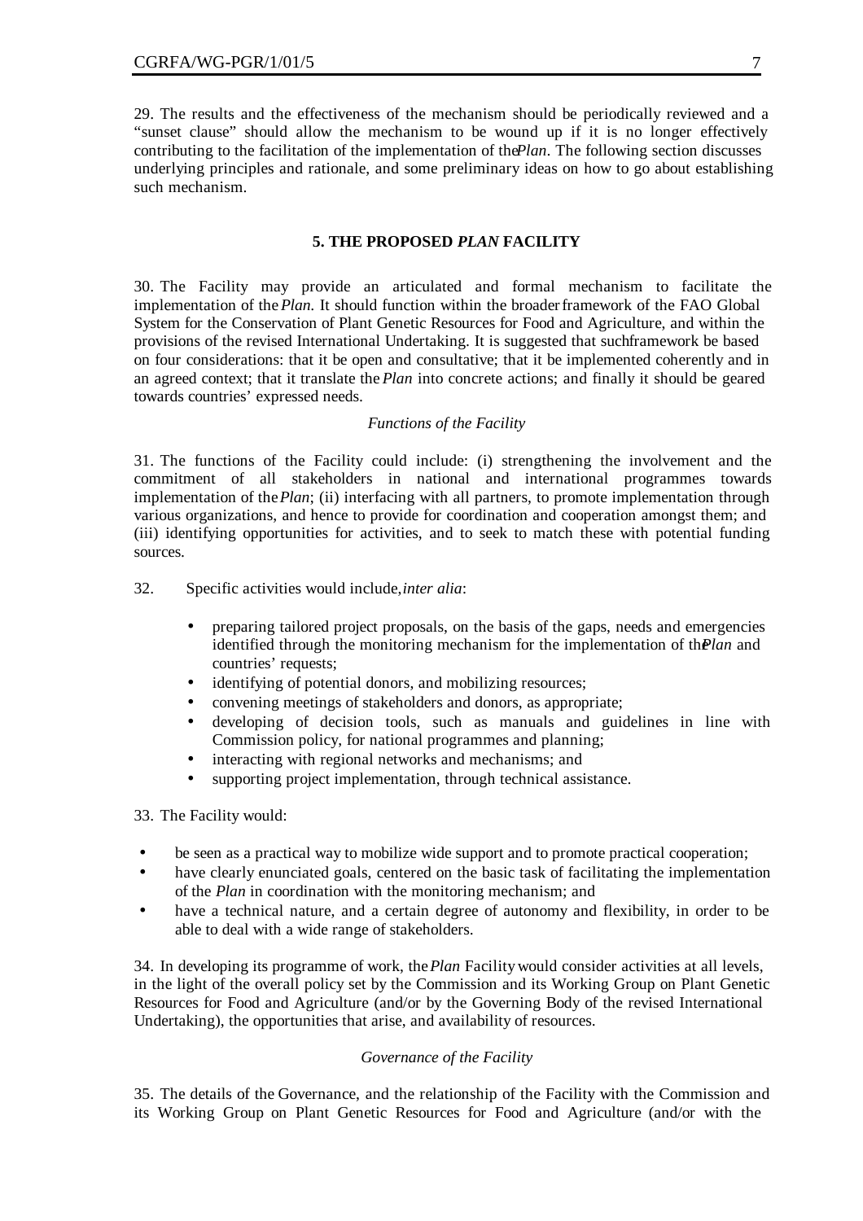29. The results and the effectiveness of the mechanism should be periodically reviewed and a "sunset clause" should allow the mechanism to be wound up if it is no longer effectively contributing to the facilitation of the implementation of the *Plan*. The following section discusses underlying principles and rationale, and some preliminary ideas on how to go about establishing such mechanism.

## 5. THE PROPOSED *PLAN* FACILITY

30. The Facility may provide an articulated and formal mechanism to facilitate the implementation of the *Plan.* It should function within the broader framework of the FAO Global System for the Conservation of Plant Genetic Resources for Food and Agriculture, and within the provisions of the revised International Undertaking. It is suggested that such framework be based on four considerations: that it be open and consultative; that it be implemented coherently and in an agreed context; that it translate the *Plan* into concrete actions; and finally it should be geared towards countries' expressed needs.

### *Functions of the Facility*

31. The functions of the Facility could include: (i) strengthening the involvement and the commitment of all stakeholders in national and international programmes towards implementation of the *Plan*; (ii) interfacing with all partners, to promote implementation through various organizations, and hence to provide for coordination and cooperation amongst them; and (iii) identifying opportunities for activities, and to seek to match these with potential funding sources.

32. Specific activities would include, *inter alia*:

- preparing tailored project proposals, on the basis of the gaps, needs and emergencies identified through the monitoring mechanism for the implementation of the *Plan* and countries' requests;
- identifying of potential donors, and mobilizing resources;
- convening meetings of stakeholders and donors, as appropriate;
- developing of decision tools, such as manuals and guidelines in line with Commission policy, for national programmes and planning;
- interacting with regional networks and mechanisms; and
- supporting project implementation, through technical assistance.

33. The Facility would:

- be seen as a practical way to mobilize wide support and to promote practical cooperation;
- have clearly enunciated goals, centered on the basic task of facilitating the implementation of the *Plan* in coordination with the monitoring mechanism; and
- have a technical nature, and a certain degree of autonomy and flexibility, in order to be able to deal with a wide range of stakeholders.

34. In developing its programme of work, the *Plan* Facility would consider activities at all levels, in the light of the overall policy set by the Commission and its Working Group on Plant Genetic Resources for Food and Agriculture (and/or by the Governing Body of the revised International Undertaking), the opportunities that arise, and availability of resources.

### *Governance of the Facility*

35. The details of the Governance, and the relationship of the Facility with the Commission and its Working Group on Plant Genetic Resources for Food and Agriculture (and/or with the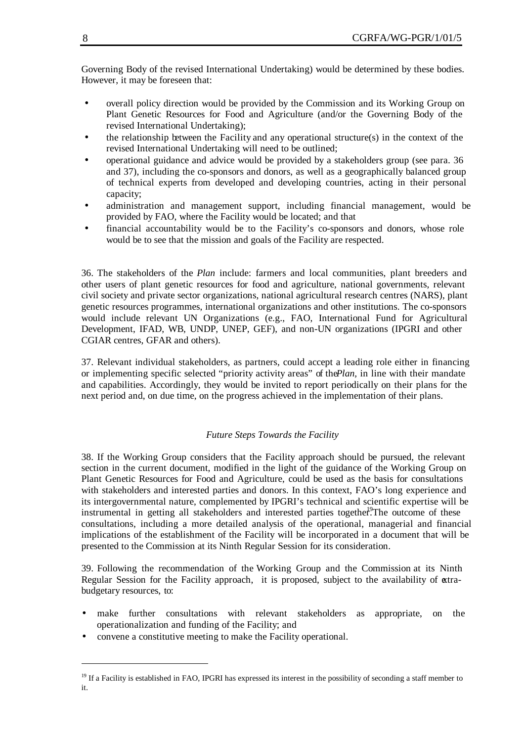Governing Body of the revised International Undertaking) would be determined by these bodies. However, it may be foreseen that:

- overall policy direction would be provided by the Commission and its Working Group on Plant Genetic Resources for Food and Agriculture (and/or the Governing Body of the revised International Undertaking);
- the relationship between the Facility and any operational structure(s) in the context of the revised International Undertaking will need to be outlined;
- operational guidance and advice would be provided by a stakeholders group (see para. 36 and 37), including the co-sponsors and donors, as well as a geographically balanced group of technical experts from developed and developing countries, acting in their personal capacity;
- administration and management support, including financial management, would be provided by FAO, where the Facility would be located; and that
- financial accountability would be to the Facility's co-sponsors and donors, whose role would be to see that the mission and goals of the Facility are respected.

36. The stakeholders of the *Plan* include: farmers and local communities, plant breeders and other users of plant genetic resources for food and agriculture, national governments, relevant civil society and private sector organizations, national agricultural research centres (NARS), plant genetic resources programmes, international organizations and other institutions. The co-sponsors would include relevant UN Organizations (e.g., FAO, International Fund for Agricultural Development, IFAD, WB, UNDP, UNEP, GEF), and non-UN organizations (IPGRI and other CGIAR centres, GFAR and others).

37. Relevant individual stakeholders, as partners, could accept a leading role either in financing or implementing specific selected "priority activity areas" of the *Plan,* in line with their mandate and capabilities. Accordingly, they would be invited to report periodically on their plans for the next period and, on due time, on the progress achieved in the implementation of their plans.

*Future Steps Towards the Facility*

38. If the Working Group considers that the Facility approach should be pursued, the relevant section in the current document, modified in the light of the guidance of the Working Group on Plant Genetic Resources for Food and Agriculture, could be used as the basis for consultations with stakeholders and interested parties and donors. In this context, FAO's long experience and its intergovernmental nature, complemented by IPGRI's technical and scientific expertise will be instrumental in getting all stakeholders and interested parties together.[19] The outcome of these consultations, including a more detailed analysis of the operational, managerial and financial implications of the establishment of the Facility will be incorporated in a document that will be presented to the Commission at its Ninth Regular Session for its consideration.

39. Following the recommendation of the Working Group and the Commission at its Ninth Regular Session for the Facility approach, it is proposed, subject to the availability of extra-budgetary resources, to:

- make further consultations with relevant stakeholders as appropriate, on the operationalization and funding of the Facility; and
- convene a constitutive meeting to make the Facility operational.

---

[19] If a Facility is established in FAO, IPGRI has expressed its interest in the possibility of seconding a staff member to it.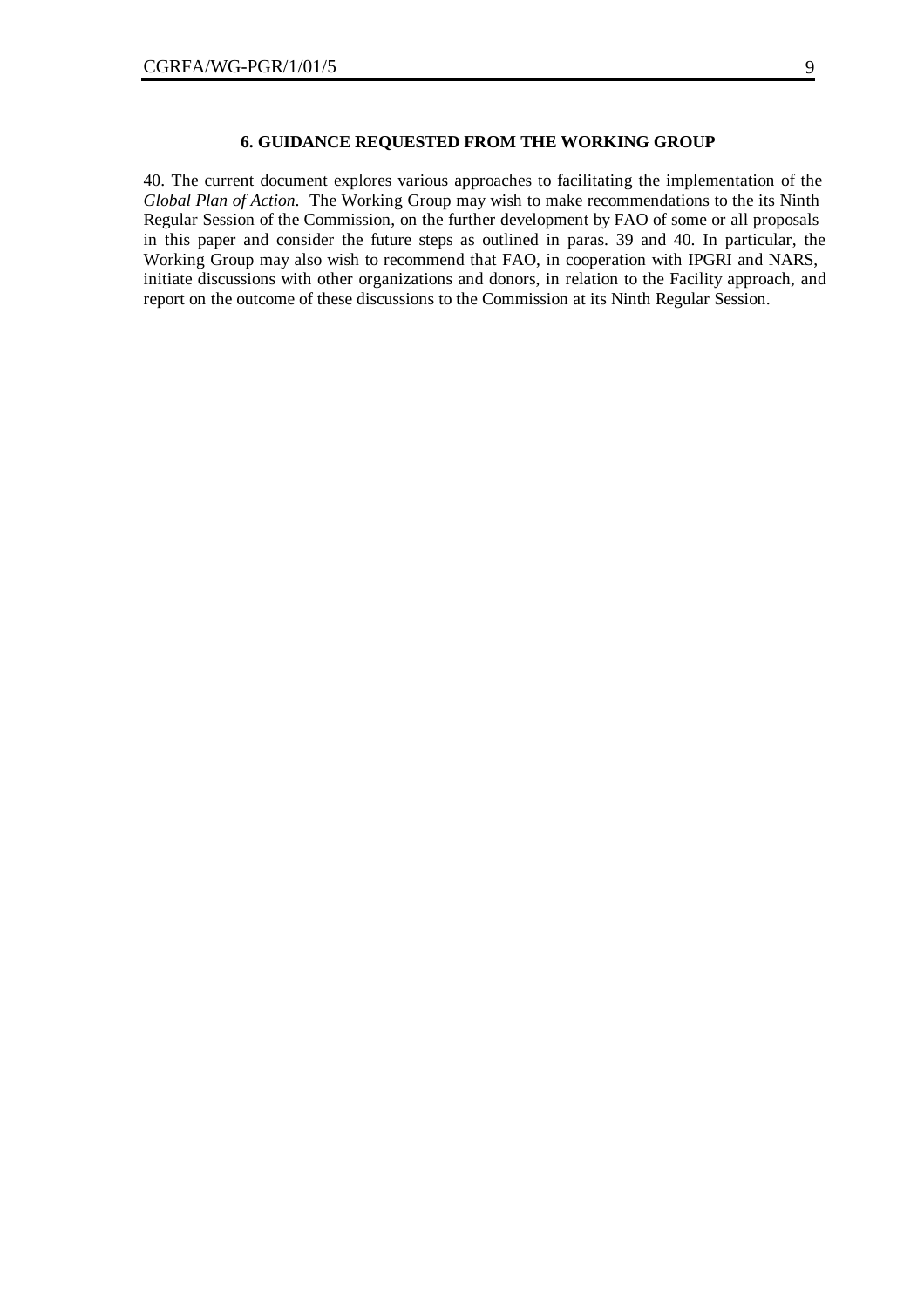## 6. GUIDANCE REQUESTED FROM THE WORKING GROUP

40. The current document explores various approaches to facilitating the implementation of the *Global Plan of Action*. The Working Group may wish to make recommendations to the its Ninth Regular Session of the Commission, on the further development by FAO of some or all proposals in this paper and consider the future steps as outlined in paras. 39 and 40. In particular, the Working Group may also wish to recommend that FAO, in cooperation with IPGRI and NARS, initiate discussions with other organizations and donors, in relation to the Facility approach, and report on the outcome of these discussions to the Commission at its Ninth Regular Session.